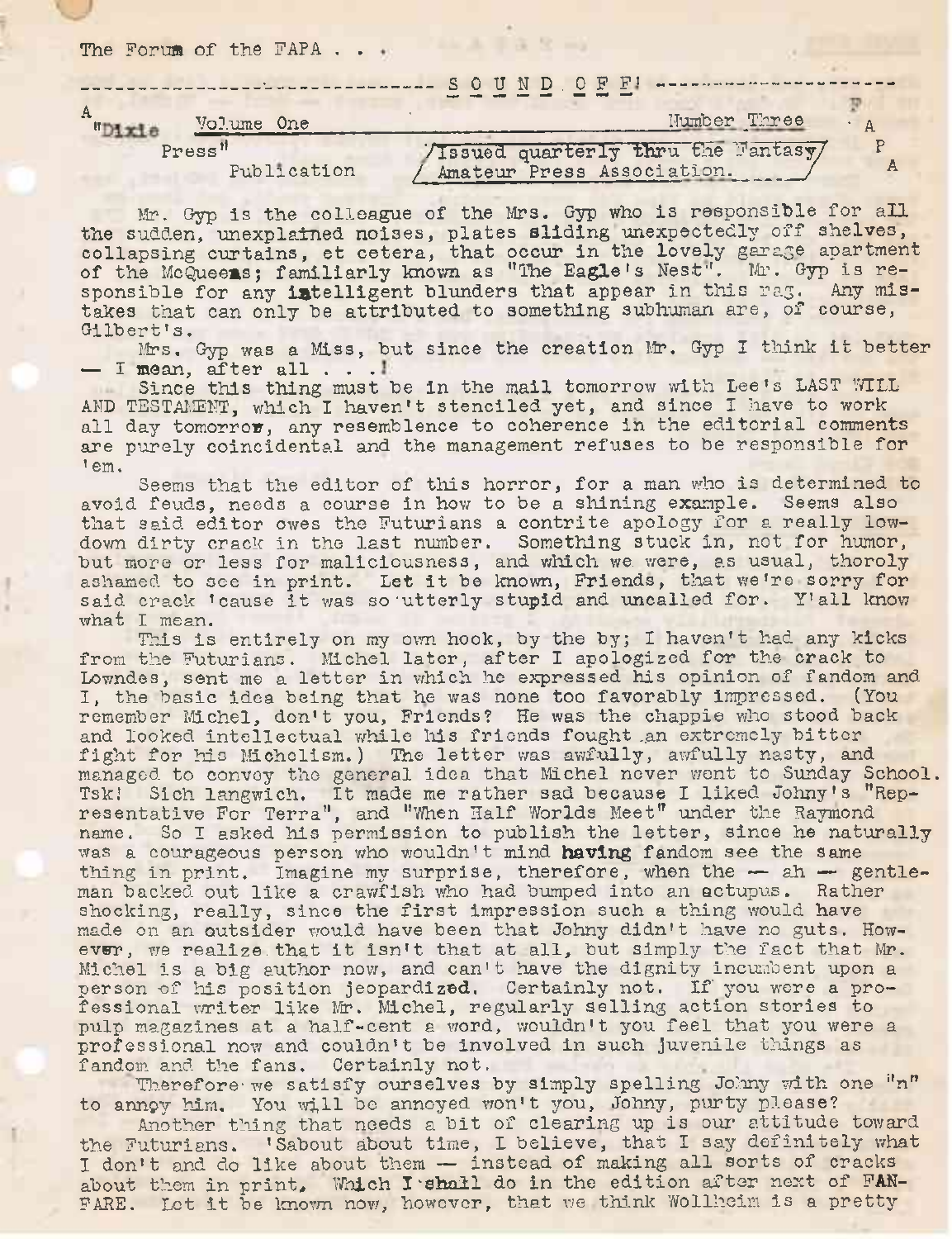The Forum of the FAPA . . .

# S O U N D  O F F!

"Dixie Press" Publication

Volume One — Number Three

Issued quarterly thru the Fantasy Amateur Press Association.

F A P A

Mr. Gyp is the colleague of the Mrs. Gyp who is responsible for all the sudden, unexplained noises, plates sliding unexpectedly off shelves, collapsing curtains, et cetera, that occur in the lovely garage apartment of the McQueens; familiarly known as "The Eagle's Nest". Mr. Gyp is responsible for any intelligent blunders that appear in this rag. Any mistakes that can only be attributed to something subhuman are, of course, Gilbert's.

Mrs. Gyp was a Miss, but since the creation Mr. Gyp I think it better — I mean, after all . . .!

Since this thing must be in the mail tomorrow with Lee's LAST WILL AND TESTAMENT, which I haven't stenciled yet, and since I have to work all day tomorrow, any resemblence to coherence in the editorial comments are purely coincidental and the management refuses to be responsible for 'em.

Seems that the editor of this horror, for a man who is determined to avoid feuds, needs a course in how to be a shining example. Seems also that said editor owes the Futurians a contrite apology for a really low-down dirty crack in the last number. Something stuck in, not for humor, but more or less for maliciousness, and which we were, as usual, thoroly ashamed to see in print. Let it be known, Friends, that we're sorry for said crack 'cause it was so utterly stupid and uncalled for. Y'all know what I mean.

This is entirely on my own hook, by the by; I haven't had any kicks from the Futurians. Michel later, after I apologized for the crack to Lowndes, sent me a letter in which he expressed his opinion of fandom and I, the basic idea being that he was none too favorably impressed. (You remember Michel, don't you, Friends? He was the chappie who stood back and looked intellectual while his friends fought an extremely bitter fight for his Michelism.) The letter was awfully, awfully nasty, and managed to convey the general idea that Michel never went to Sunday School. Tsk! Sich langwich. It made me rather sad because I liked Johny's "Representative For Terra", and "When Half Worlds Meet" under the Raymond name. So I asked his permission to publish the letter, since he naturally was a courageous person who wouldn't mind **having** fandom see the same thing in print. Imagine my surprise, therefore, when the — ah — gentleman backed out like a crawfish who had bumped into an octupus. Rather shocking, really, since the first impression such a thing would have made on an outsider would have been that Johny didn't have no guts. However, we realize that it isn't that at all, but simply the fact that Mr. Michel is a big author now, and can't have the dignity incumbent upon a person of his position jeopardized. Certainly not. If you were a professional writer like Mr. Michel, regularly selling action stories to pulp magazines at a half-cent a word, wouldn't you feel that you were a professional now and couldn't be involved in such juvenile things as fandom and the fans. Certainly not.

Therefore we satisfy ourselves by simply spelling Johny with one "n" to annoy him. You will be annoyed won't you, Johny, purty please?

Another thing that needs a bit of clearing up is our attitude toward the Futurians. 'Sabout about time, I believe, that I say definitely what I don't and do like about them — instead of making all sorts of cracks about them in print. Which I shall do in the edition after next of FANFARE. Let it be known now, however, that we think Wollheim is a pretty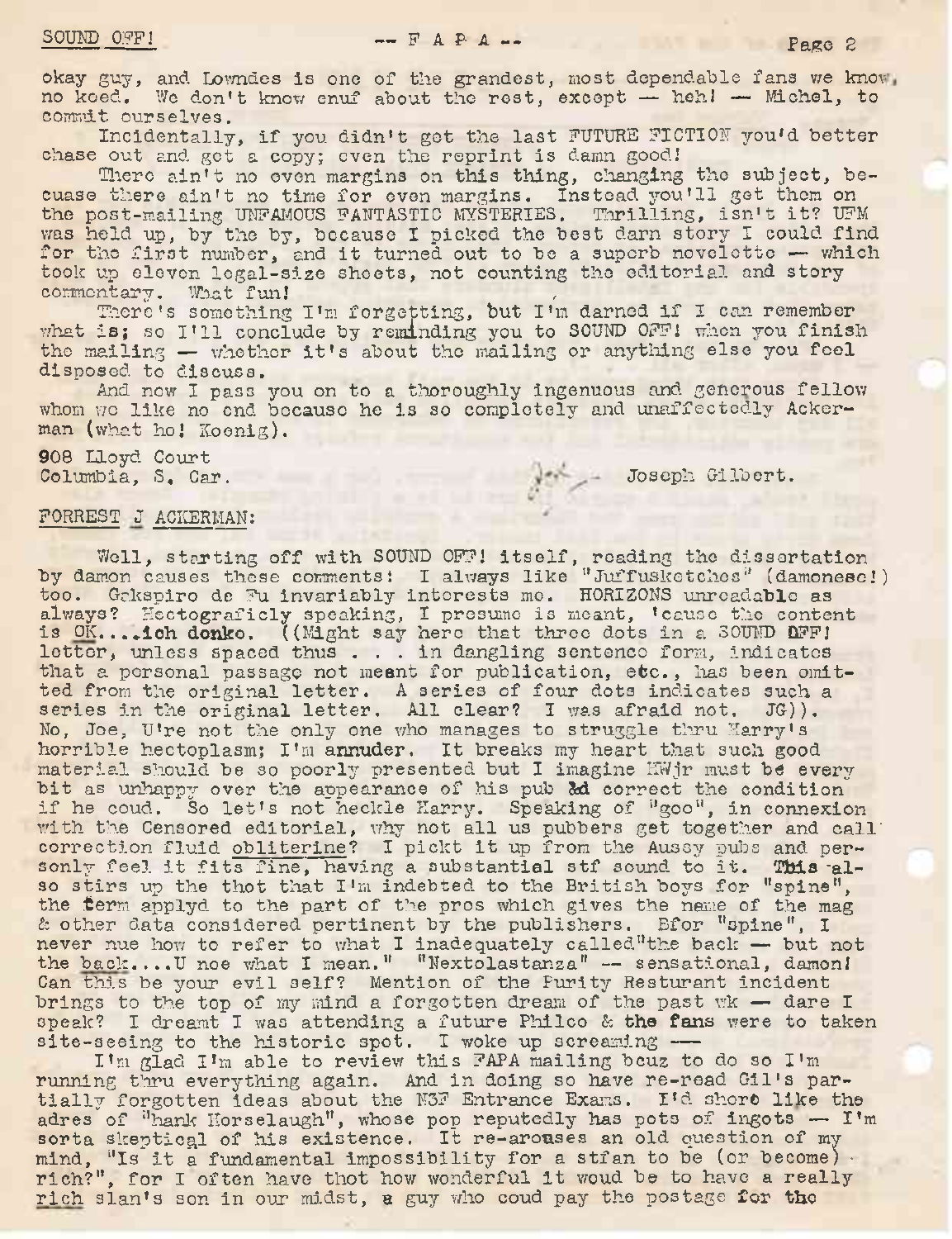okay guy, and Lowndes is one of the grandest, most dependable fans we know, no koed. We don't know enuf about the rest, except — heh! — Michel, to commit ourselves.

Incidentally, if you didn't get the last FUTURE FICTION you'd better chase out and get a copy; even the reprint is damn good!

There ain't no even margins on this thing, changing the subject, becuase there ain't no time for even margins. Instead you'll get them on the post-mailing UNFAMOUS FANTASTIC MYSTERIES. Thrilling, isn't it? UFM was held up, by the by, because I picked the best darn story I could find for the first number, and it turned out to be a superb novelette — which took up eleven legal-size sheets, not counting the editorial and story commentary. What fun!

There's something I'm forgetting, but I'm darned if I can remember what is; so I'll conclude by reminding you to SOUND OFF! when you finish the mailing — whether it's about the mailing or anything else you feel disposed to discuss.

And now I pass you on to a thoroughly ingenuous and generous fellow whom we like no end because he is so completely and unaffectedly Ackerman (what ho! Koenig).

908 Lloyd Court
Columbia, S. Car.

Joseph Gilbert.

FORREST J ACKERMAN:

Well, starting off with SOUND OFF! itself, reading the dissertation by damon causes these comments: I always like "Juffusketches" (damonese!) too. Gekspiro de Fu invariably interests me. HORIZONS unreadable as always? Hectograficly speaking, I presume is meant, 'cause the content is OK....ich donke. ((Might say here that three dots in a SOUND OFF! letter, unless spaced thus . . . in dangling sentence form, indicates that a personal passage not meant for publication, etc., has been omitted from the original letter. A series of four dots indicates such a series in the original letter. All clear? I was afraid not. JG)). No, Joe, U're not the only one who manages to struggle thru Harry's horrible hectoplasm; I'm annuder. It breaks my heart that such good material should be so poorly presented but I imagine HWjr must be every bit as unhappy over the appearance of his pub ad correct the condition if he coud. So let's not heckle Harry. Speaking of "goo", in connexion with the Censored editorial, why not all us pubbers get together and call correction fluid obliterine? I pickt it up from the Aussy pubs and personly feel it fits fine, having a substantial stf sound to it. This also stirs up the thot that I'm indebted to the British boys for "spine", the term applyd to the part of the pros which gives the name of the mag & other data considered pertinent by the publishers. Bfor "spine", I never nue how to refer to what I inadequately called "the back — but not the back....U noe what I mean." "Nextolastanza" — sensational, damon! Can this be your evil self? Mention of the Purity Resturant incident brings to the top of my mind a forgotten dream of the past wk — dare I speak? I dreamt I was attending a future Philco & the fans were to taken site-seeing to the historic spot. I woke up screaming —

I'm glad I'm able to review this FAPA mailing bcuz to do so I'm running thru everything again. And in doing so have re-read Gil's partially forgotten ideas about the N3F Entrance Exams. I'd shore like the adres of "hank Horselaugh", whose pop reputedly has pots of ingots — I'm sorta skeptical of his existence. It re-arouses an old question of my mind, "Is it a fundamental impossibility for a stfan to be (or become) rich?", for I often have thot how wonderful it woud be to have a really rich slan's son in our midst, a guy who coud pay the postage for the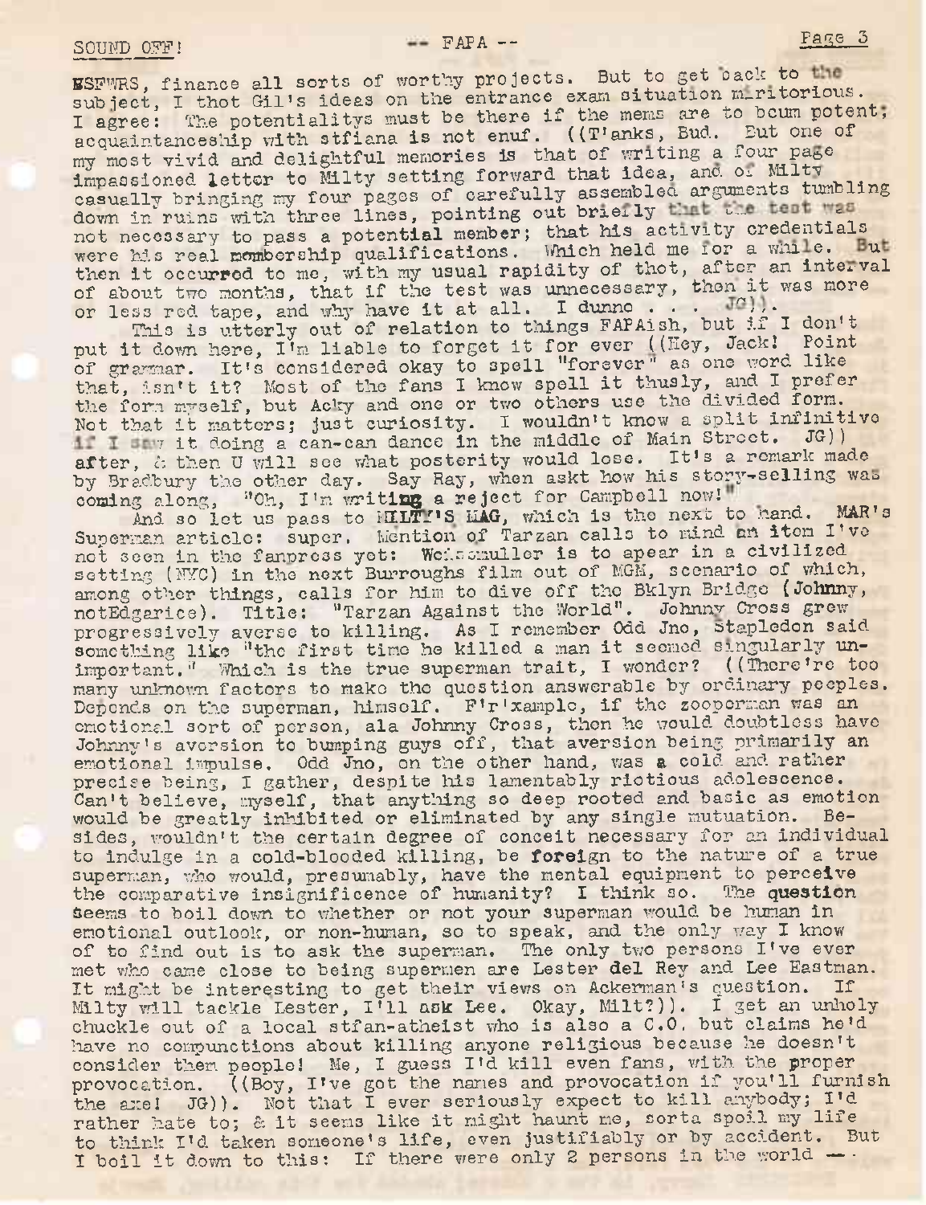ESFWRS, finance all sorts of worthy projects. But to get back to the subject, I thot Gil's ideas on the entrance exam situation meritorious. I agree: The potentialitys must be there if the mems are to bcum potent; acquaintanceship with stfiana is not enuf. ((T'anks, Bud. But one of my most vivid and delightful memories is that of writing a four page impassioned letter to Milty setting forward that idea, and of Milty casually bringing my four pages of carefully assembled arguments tumbling down in ruins with three lines, pointing out briefly that the test was not necessary to pass a potential member; that his activity credentials were his real membership qualifications. Which held me for a while. But then it occurred to me, with my usual rapidity of thot, after an interval of about two months, that if the test was unnecessary, then it was more or less red tape, and why have it at all. I dunno . . . JG)).

This is utterly out of relation to things FAPAish, but if I don't put it down here, I'm liable to forget it for ever ((Hey, Jack! Point of grammar. It's considered okay to spell "forever" as one word like that, isn't it? Most of the fans I know spell it thusly, and I prefer the form myself, but Acky and one or two others use the divided form. Not that it matters; just curiosity. I wouldn't know a split infinitive if I saw it doing a can-can dance in the middle of Main Street. JG)) after, & then U will see what posterity would lose. It's a remark made by Bradbury the other day. Say Ray, when askt how his story-selling was coming along, "Oh, I'm writing a reject for Campbell now!"

And so let us pass to MILTY'S MAG, which is the next to hand. MAR's Superman article: super. Mention of Tarzan calls to mind an item I've not seen in the fanpress yet: Weissmuller is to apear in a civilized setting (NYC) in the next Burroughs film out of MGM, scenario of which, among other things, calls for him to dive off the Bklyn Bridge (Johnny, notEdgarice). Title: "Tarzan Against the World". Johnny Cross grew progressively averse to killing. As I remember Odd Jno, Stapledon said something like "the first time he killed a man it seemed singularly unimportant." Which is the true superman trait, I wonder? ((There're too many unknown factors to make the question answerable by ordinary peoples. Depends on the superman, himself. F'r'xample, if the zooperman was an emotional sort of person, ala Johnny Cross, then he would doubtless have Johnny's aversion to bumping guys off, that aversion being primarily an emotional impulse. Odd Jno, on the other hand, was a cold and rather precise being, I gather, despite his lamentably riotious adolescence. Can't believe, myself, that anything so deep rooted and basic as emotion would be greatly inhibited or eliminated by any single mutuation. Besides, wouldn't the certain degree of conceit necessary for an individual to indulge in a cold-blooded killing, be foreign to the nature of a true superman, who would, presumably, have the mental equipment to perceive the comparative insignificence of humanity? I think so. The question seems to boil down to whether or not your superman would be human in emotional outlook, or non-human, so to speak, and the only way I know of to find out is to ask the superman. The only two persons I've ever met who came close to being supermen are Lester del Rey and Lee Eastman. It might be interesting to get their views on Ackerman's question. If Milty will tackle Lester, I'll ask Lee. Okay, Milt?)). I get an unholy chuckle out of a local stfan-atheist who is also a C.O. but claims he'd have no compunctions about killing anyone religious because he doesn't consider them people! Me, I guess I'd kill even fans, with the proper provocation. ((Boy, I've got the names and provocation if you'll furnish the axe! JG)). Not that I ever seriously expect to kill anybody; I'd rather hate to; & it seems like it might haunt me, sorta spoil my life to think I'd taken someone's life, even justifiably or by accident. But I boil it down to this: If there were only 2 persons in the world --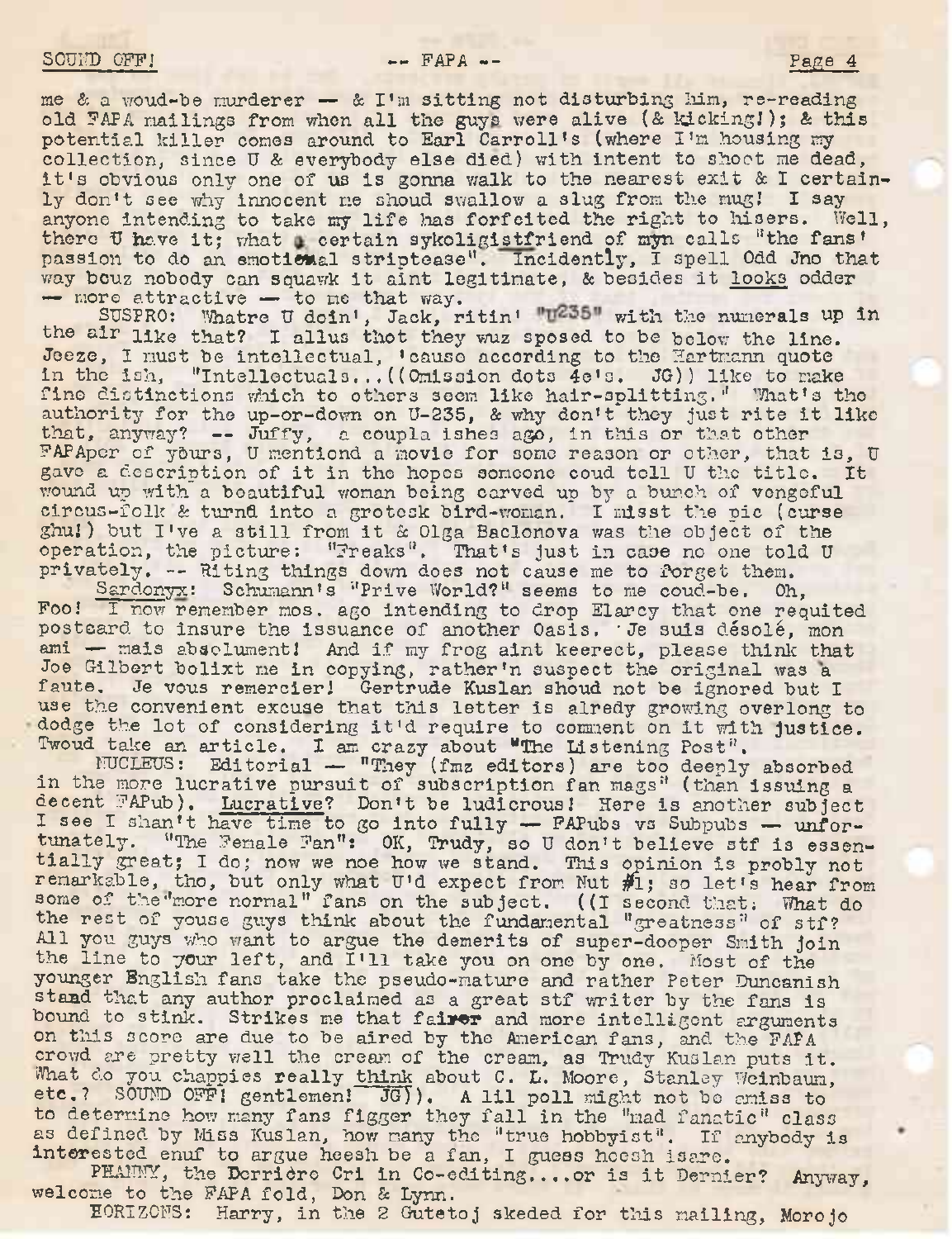me & a woud-be murderer — & I'm sitting not disturbing him, re-reading old FAPA mailings from when all the guys were alive (& kicking!); & this potential killer comes around to Earl Carroll's (where I'm housing my collection, since U & everybody else died) with intent to shoot me dead, it's obvious only one of us is gonna walk to the nearest exit & I certainly don't see why innocent me shoud swallow a slug from the mug! I say anyone intending to take my life has forfeited the right to hisers. Well, there U have it; what a certain sykoligistfriend of myn calls "the fans' passion to do an emotional striptease". Incidently, I spell Odd Jno that way bcuz nobody can squawk it aint legitimate, & besides it looks odder — more attractive — to me that way.

SUSPRO: Whatre U doin', Jack, ritin' "U235" with the numerals up in the air like that? I allus thot they wuz sposed to be below the line. Jeeze, I must be intellectual, 'cause according to the Hartmann quote in the ish, "Intellectuals...((Omission dots 4e's. JG)) like to make fine distinctions which to others seem like hair-splitting." What's the authority for the up-or-down on U-235, & why don't they just rite it like that, anyway? -- Juffy, a coupla ishes ago, in this or that other FAPAper of yours, U mentiond a movie for some reason or other, that is, U gave a description of it in the hopes someone coud tell U the title. It wound up with a beautiful woman being carved up by a bunch of vengeful circus-folk & turnd into a grotesk bird-woman. I misst the pic (curse ghu!) but I've a still from it & Olga Baclonova was the object of the operation, the picture: "Freaks". That's just in case no one told U privately. -- Riting things down does not cause me to forget them.

Sardonyx: Schumann's "Prive World?" seems to me coud-be. Oh, Foo! I now remember mos. ago intending to drop Elarcy that one requited postcard to insure the issuance of another Oasis. Je suis désolé, mon ami — mais absolument! And if my frog aint keerect, please think that Joe Gilbert bolixt me in copying, rather'n suspect the original was a faute. Je vous remercier! Gertrude Kuslan shoud not be ignored but I use the convenient excuse that this letter is alredy growing overlong to dodge the lot of considering it'd require to comment on it with justice. Twoud take an article. I am crazy about "The Listening Post".

NUCLEUS: Editorial — "They (fmz editors) are too deeply absorbed in the more lucrative pursuit of subscription fan mags" (than issuing a decent FAPub). Lucrative? Don't be ludicrous! Here is another subject I see I shan't have time to go into fully — FAPubs vs Subpubs — unfortunately. "The Female Fan": OK, Trudy, so U don't believe stf is essentially great; I do; now we noe how we stand. This opinion is probly not remarkable, tho, but only what U'd expect from Nut #1; so let's hear from some of the "more normal" fans on the subject. ((I second that: What do the rest of youse guys think about the fundamental "greatness" of stf? All you guys who want to argue the demerits of super-dooper Smith join the line to your left, and I'll take you on one by one. Most of the younger English fans take the pseudo-mature and rather Peter Duncanish stand that any author proclaimed as a great stf writer by the fans is bound to stink. Strikes me that fairer and more intelligent arguments on this score are due to be aired by the American fans, and the FAPA crowd are pretty well the cream of the cream, as Trudy Kuslan puts it. What do you chappies really think about C. L. Moore, Stanley Weinbaum, etc.? SOUND OFF! gentlemen! JG)). A lil poll might not be amiss to to determine how many fans figger they fall in the "mad fanatic" class as defined by Miss Kuslan, how many the "true hobbyist". If anybody is interested enuf to argue heesh be a fan, I guess heesh isare.

PHANNY, the Derrière Cri in Co-editing....or is it Dernier? Anyway, welcome to the FAPA fold, Don & Lynn.

HORIZONS: Harry, in the 2 Gutetoj skeded for this mailing, Morojo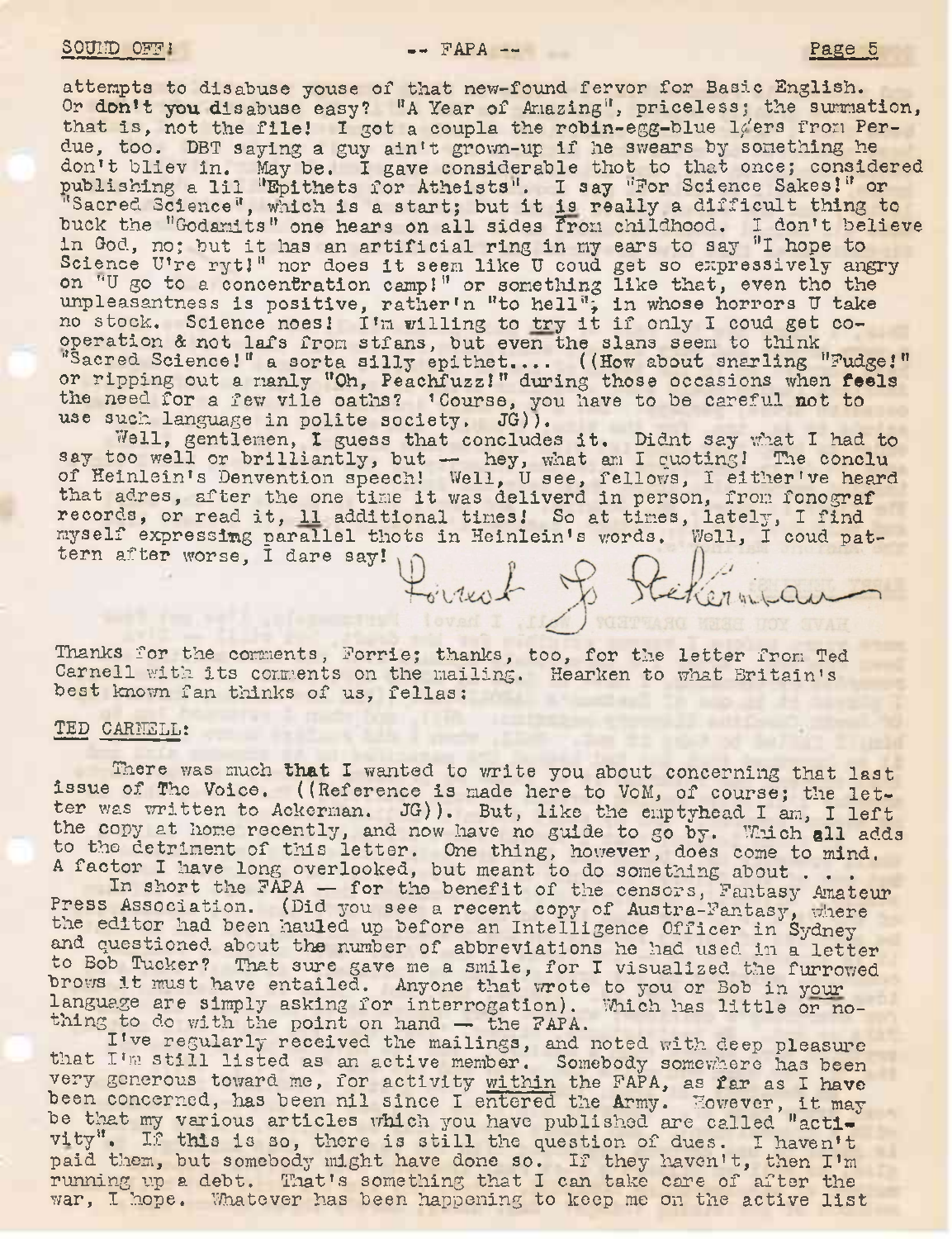attempts to disabuse youse of that new-found fervor for Basic English. Or don't you disabuse easy? "A Year of Amazing", priceless; the summation, that is, not the file! I got a coupla the robin-egg-blue l¢ers from Perdue, too. DBT saying a guy ain't grown-up if he swears by something he don't bliev in. May be. I gave considerable thot to that once; considered publishing a lil "Epithets for Atheists". I say "For Science Sakes!" or "Sacred Science", which is a start; but it is really a difficult thing to buck the "Godamits" one hears on all sides from childhood. I don't believe in God, no; but it has an artificial ring in my ears to say "I hope to Science U're ryt!" nor does it seem like U coud get so expressively angry on "U go to a concentration camp!" or something like that, even tho the unpleasantness is positive, rather'n "to hell", in whose horrors U take no stock. Science noes! I'm willing to try it if only I coud get cooperation & not lafs from stfans, but even the slans seem to think "Sacred Science!" a sorta silly epithet.... ((How about snarling "Fudge!" or ripping out a manly "Oh, Peachfuzz!" during those occasions when feels the need for a few vile oaths? 'Course, you have to be careful not to use such language in polite society. JG)).

Well, gentlemen, I guess that concludes it. Didnt say what I had to say too well or brilliantly, but — hey, what am I quoting! The conclu of Heinlein's Denvention speech! Well, U see, fellows, I either've heard that adres, after the one time it was deliverd in person, from fonograf records, or read it, 11 additional times! So at times, lately, I find myself expressing parallel thots in Heinlein's words. Well, I coud pattern after worse, I dare say!

Forrest J Ackerman

Thanks for the comments, Forrie; thanks, too, for the letter from Ted Carnell with its comments on the mailing. Hearken to what Britain's best known fan thinks of us, fellas:

## TED CARNELL:

There was much that I wanted to write you about concerning that last issue of The Voice. ((Reference is made here to VoM, of course; the letter was written to Ackerman. JG)). But, like the emptyhead I am, I left the copy at home recently, and now have no guide to go by. Which all adds to the detriment of this letter. One thing, however, does come to mind. A factor I have long overlooked, but meant to do something about . . .

In short the FAPA — for the benefit of the censors, Fantasy Amateur Press Association. (Did you see a recent copy of Austra-Fantasy, where the editor had been hauled up before an Intelligence Officer in Sydney and questioned about the number of abbreviations he had used in a letter to Bob Tucker? That sure gave me a smile, for I visualized the furrowed brows it must have entailed. Anyone that wrote to you or Bob in your language are simply asking for interrogation). Which has little or nothing to do with the point on hand — the FAPA.

I've regularly received the mailings, and noted with deep pleasure that I'm still listed as an active member. Somebody somewhere has been very generous toward me, for activity within the FAPA, as far as I have been concerned, has been nil since I entered the Army. However, it may be that my various articles which you have published are called "activity". If this is so, there is still the question of dues. I haven't paid them, but somebody might have done so. If they haven't, then I'm running up a debt. That's something that I can take care of after the war, I hope. Whatever has been happening to keep me on the active list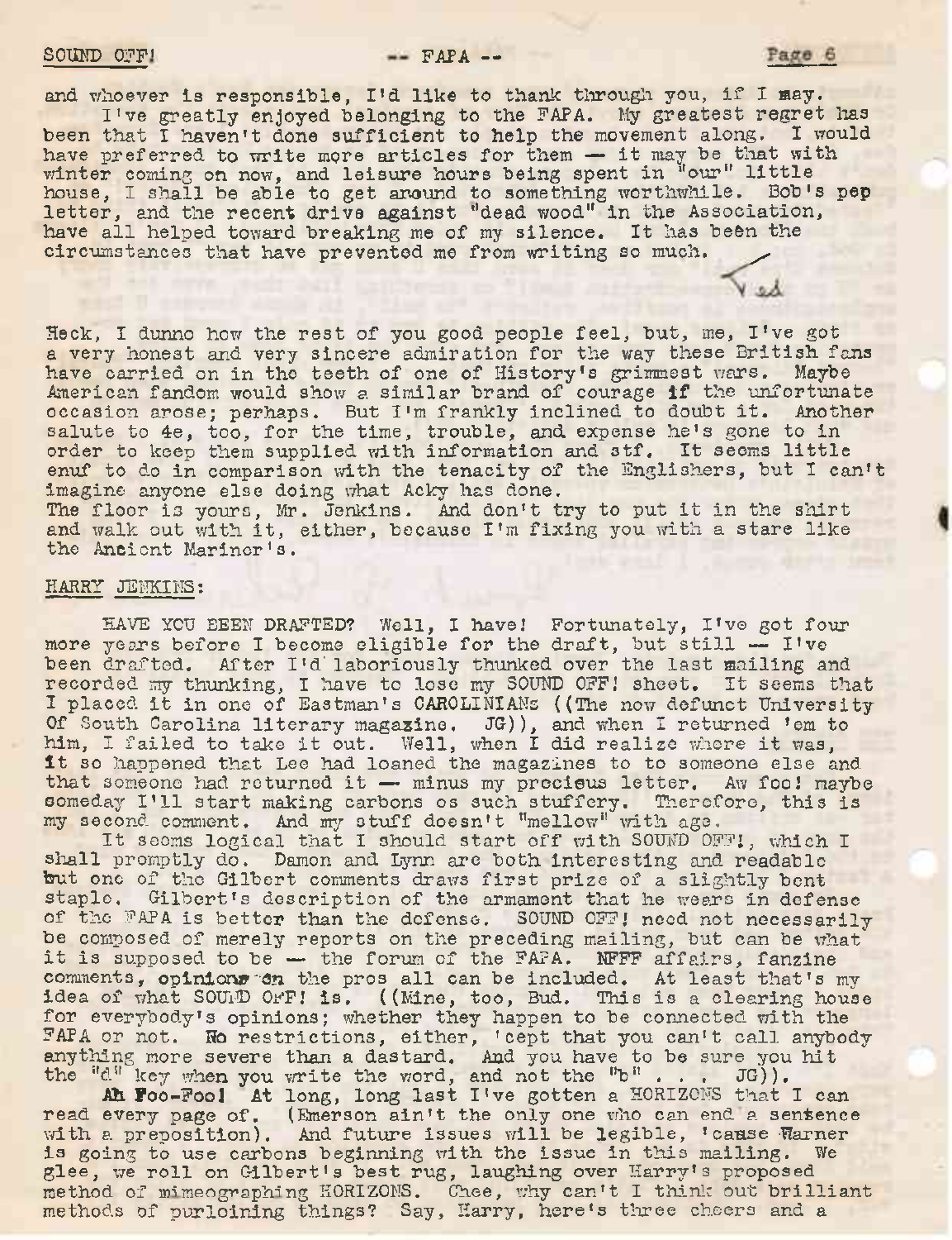and whoever is responsible, I'd like to thank through you, if I may.

I've greatly enjoyed belonging to the FAPA. My greatest regret has been that I haven't done sufficient to help the movement along. I would have preferred to write more articles for them — it may be that with winter coming on now, and leisure hours being spent in "our" little house, I shall be able to get around to something worthwhile. Bob's pep letter, and the recent drive against "dead wood" in the Association, have all helped toward breaking me of my silence. It has been the circumstances that have prevented me from writing so much.

Ted

Heck, I dunno how the rest of you good people feel, but, me, I've got a very honest and very sincere admiration for the way these British fans have carried on in the teeth of one of History's grimmest wars. Maybe American fandom would show a similar brand of courage if the unfortunate occasion arose; perhaps. But I'm frankly inclined to doubt it. Another salute to 4e, too, for the time, trouble, and expense he's gone to in order to keep them supplied with information and stf. It seems little enuf to do in comparison with the tenacity of the Englishers, but I can't imagine anyone else doing what Acky has done.
The floor is yours, Mr. Jenkins. And don't try to put it in the shirt and walk out with it, either, because I'm fixing you with a stare like the Ancient Mariner's.

HARRY JENKINS:

HAVE YOU BEEN DRAFTED? Well, I have! Fortunately, I've got four more years before I become eligible for the draft, but still — I've been drafted. After I'd laboriously thunked over the last mailing and recorded my thunking, I have to lose my SOUND OFF! sheet. It seems that I placed it in one of Eastman's CAROLINIANs ((The now defunct University Of South Carolina literary magazine. JG)), and when I returned 'em to him, I failed to take it out. Well, when I did realize where it was, it so happened that Lee had loaned the magazines to to someone else and that someone had returned it — minus my precious letter. Aw foo! maybe someday I'll start making carbons os such stuffery. Therefore, this is my second comment. And my stuff doesn't "mellow" with age.

It seems logical that I should start off with SOUND OFF!, which I shall promptly do. Damon and Lynn are both interesting and readable but one of the Gilbert comments draws first prize of a slightly bent staple. Gilbert's description of the armament that he wears in defense of the FAPA is better than the defense. SOUND OFF! need not necessarily be composed of merely reports on the preceding mailing, but can be what it is supposed to be — the forum of the FAPA. NFFF affairs, fanzine comments, opinions on the pros all can be included. At least that's my idea of what SOUND OFF! is. ((Mine, too, Bud. This is a clearing house for everybody's opinions; whether they happen to be connected with the FAPA or not. No restrictions, either, 'cept that you can't call anybody anything more severe than a dastard. And you have to be sure you hit the "d" key when you write the word, and not the "b" . . . JG)).

Ah Foo-Foo! At long, long last I've gotten a HORIZONS that I can read every page of. (Emerson ain't the only one who can end a sentence with a preposition). And future issues will be legible, 'cause Warner is going to use carbons beginning with the issue in this mailing. We glee, we roll on Gilbert's best rug, laughing over Harry's proposed method of mimeographing HORIZONS. Chee, why can't I think out brilliant methods of purloining things? Say, Harry, here's three cheers and a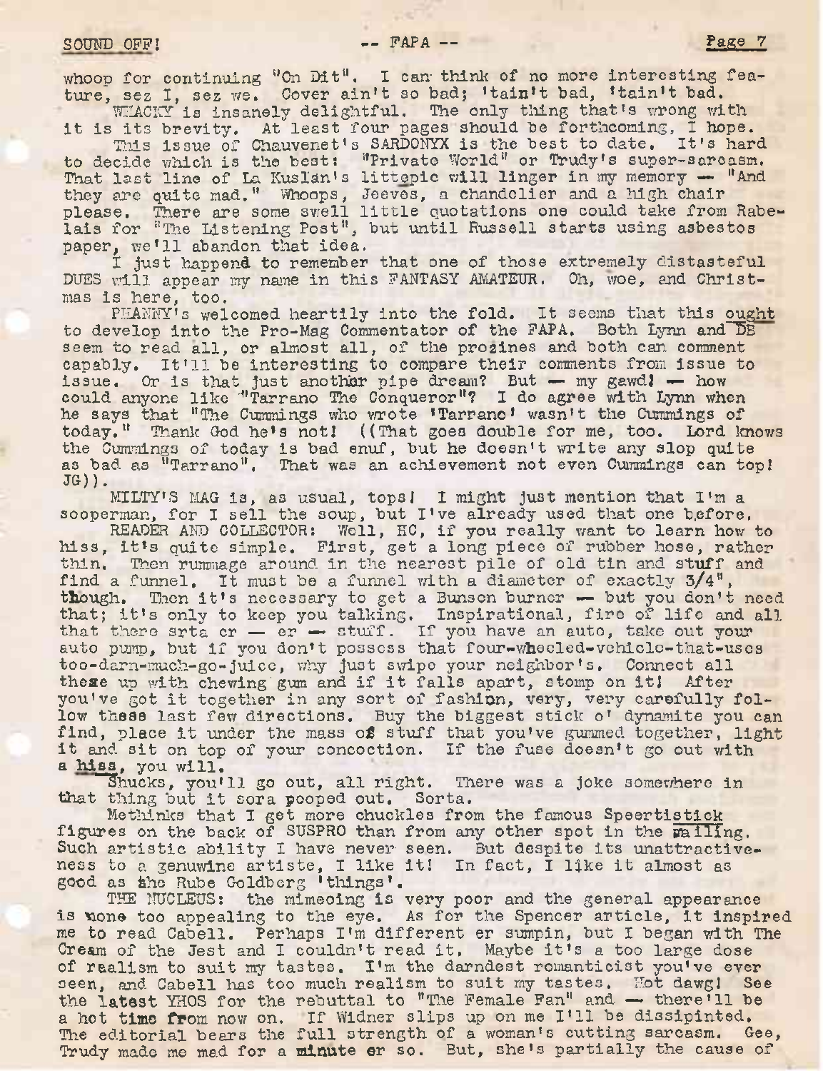whoop for continuing "On Dit". I can think of no more interesting feature, sez I, sez we. Cover ain't so bad; 'tain't bad, 'tain't bad.

WHACKY is insanely delightful. The only thing that's wrong with it is its brevity. At least four pages should be forthcoming, I hope.

This issue of Chauvenet's SARDONYX is the best to date. It's hard to decide which is the best: "Private World" or Trudy's super-sarcasm. That last line of La Kuslan's littepic will linger in my memory — "And they are quite mad." Whoops, Jeeves, a chandelier and a high chair please. There are some swell little quotations one could take from Rabelais for "The Listening Post", but until Russell starts using asbestos paper, we'll abandon that idea.

I just happend to remember that one of those extremely distasteful DUES will appear my name in this FANTASY AMATEUR. Oh, woe, and Christmas is here, too.

PHANNY's welcomed heartily into the fold. It seems that this ought to develop into the Pro-Mag Commentator of the FAPA. Both Lynn and DB seem to read all, or almost all, of the prozines and both can comment capably. It'll be interesting to compare their comments from issue to issue. Or is that just another pipe dream? But — my gawd! — how could anyone like "Tarrano The Conqueror"? I do agree with Lynn when he says that "The Cummings who wrote 'Tarrano' wasn't the Cummings of today." Thank God he's not! ((That goes double for me, too. Lord knows the Cummings of today is bad enuf, but he doesn't write any slop quite as bad as "Tarrano". That was an achievement not even Cummings can top! JG)).

MILTY'S MAG is, as usual, tops! I might just mention that I'm a sooperman, for I sell the soup, but I've already used that one before.

READER AND COLLECTOR: Well, HC, if you really want to learn how to hiss, it's quite simple. First, get a long piece of rubber hose, rather thin. Then rummage around in the nearest pile of old tin and stuff and find a funnel. It must be a funnel with a diameter of exactly 3/4", though. Then it's necessary to get a Bunsen burner — but you don't need that; it's only to keep you talking. Inspirational, fire of life and all that there srta er — er — stuff. If you have an auto, take out your auto pump, but if you don't possess that four-wheeled-vehicle-that-uses too-darn-much-go-juice, why just swipe your neighbor's. Connect all these up with chewing gum and if it falls apart, stomp on it! After you've got it together in any sort of fashion, very, very carefully follow these last few directions. Buy the biggest stick o' dynamite you can find, place it under the mass of stuff that you've gummed together, light it and sit on top of your concoction. If the fuse doesn't go out with a hiss, you will.

Shucks, you'll go out, all right. There was a joke somewhere in that thing but it sora pooped out. Sorta.

Methinks that I get more chuckles from the famous Speertistick figures on the back of SUSPRO than from any other spot in the mailing. Such artistic ability I have never seen. But despite its unattractiveness to a genuwine artiste, I like it! In fact, I like it almost as good as the Rube Goldberg 'things'.

THE NUCLEUS: the mimeoing is very poor and the general appearance is none too appealing to the eye. As for the Spencer article, it inspired me to read Cabell. Perhaps I'm different er sumpin, but I began with The Cream of the Jest and I couldn't read it. Maybe it's a too large dose of realism to suit my tastes. I'm the darndest romanticist you've ever seen, and Cabell has too much realism to suit my tastes. Hot dawg! See the latest YHOS for the rebuttal to "The Female Fan" and — there'll be a hot time from now on. If Widner slips up on me I'll be dissipinted. The editorial bears the full strength of a woman's cutting sarcasm. Gee, Trudy made me mad for a minute er so. But, she's partially the cause of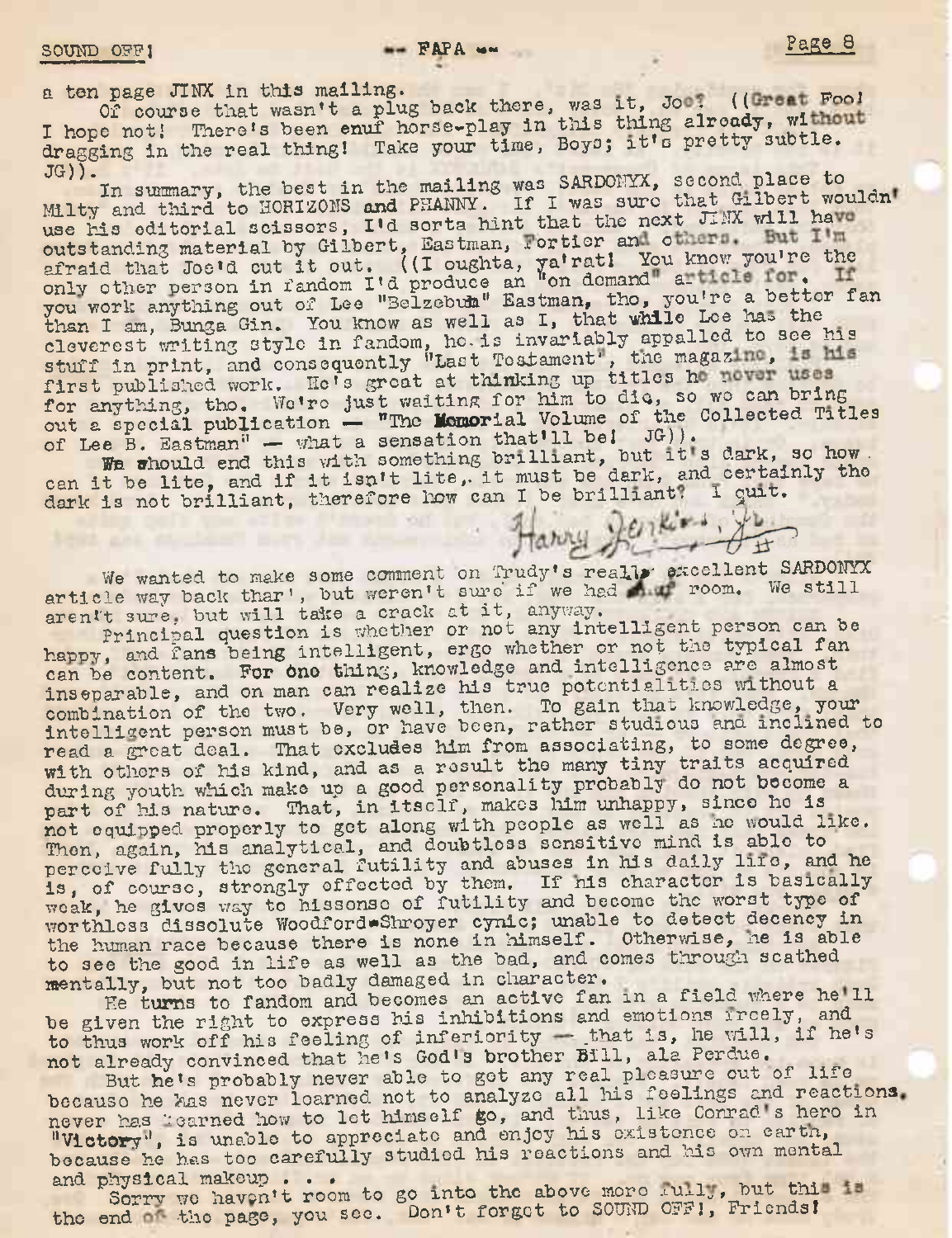a ten page JINX in this mailing.

Of course that wasn't a plug back there, was it, Joe? ((Great Fool I hope not! There's been enuf horse-play in this thing already, without dragging in the real thing! Take your time, Boys; it's pretty subtle. JG)).

In summary, the best in the mailing was SARDONYX, second place to Milty and third to HORIZONS and PHANNY. If I was sure that Gilbert wouldn't use his editorial scissors, I'd sorta hint that the next JINX will have outstanding material by Gilbert, Eastman, Fortier and others. But I'm afraid that Joe'd cut it out. ((I oughta, ya'rat! You know you're the only other person in fandom I'd produce an "on demand" article for. If you work anything out of Lee "Belzebub" Eastman, tho, you're a better fan than I am, Bunga Gin. You know as well as I, that while Lee has the cleverest writing style in fandom, he is invariably appalled to see his stuff in print, and consequently "Last Testament", the magazine, is his first published work. He's great at thinking up titles he never uses for anything, tho. We're just waiting for him to die, so we can bring out a special publication — "The Memorial Volume of the Collected Titles of Lee B. Eastman" — what a sensation that'll be! JG)).

We should end this with something brilliant, but it's dark, so how can it be lite, and if it isn't lite, it must be dark, and certainly the dark is not brilliant, therefore how can I be brilliant? I quit.

Harry Jenkins, Jr.

We wanted to make some comment on Trudy's really excellent SARDONYX article way back thar', but weren't sure if we had enuf room. We still aren't sure, but will take a crack at it, anyway.

Principal question is whether or not any intelligent person can be happy, and fans being intelligent, ergo whether or not the typical fan can be content. For one thing, knowledge and intelligence are almost inseparable, and no man can realize his true potentialities without a combination of the two. Very well, then. To gain that knowledge, your intelligent person must be, or have been, rather studious and inclined to read a great deal. That excludes him from associating, to some degree, with others of his kind, and as a result the many tiny traits acquired during youth which make up a good personality probably do not become a part of his nature. That, in itself, makes him unhappy, since he is not equipped properly to get along with people as well as he would like. Then, again, his analytical, and doubtless sensitive mind is able to perceive fully the general futility and abuses in his daily life, and he is, of course, strongly effected by them. If his character is basically weak, he gives way to his sense of futility and become the worst type of worthless dissolute Woodford-Shroyer cynic; unable to detect decency in the human race because there is none in himself. Otherwise, he is able to see the good in life as well as the bad, and comes through scathed mentally, but not too badly damaged in character.

He turns to fandom and becomes an active fan in a field where he'll be given the right to express his inhibitions and emotions freely, and to thus work off his feeling of inferiority — that is, he will, if he's not already convinced that he's God's brother Bill, ala Perdue.

But he's probably never able to get any real pleasure out of life because he has never learned not to analyze all his feelings and reactions, never has learned how to let himself go, and thus, like Conrad's hero in "Victory", is unable to appreciate and enjoy his existence on earth, because he has too carefully studied his reactions and his own mental and physical makeup . . .

Sorry we haven't room to go into the above more fully, but this is the end of the page, you see. Don't forget to SOUND OFF!, Friends!